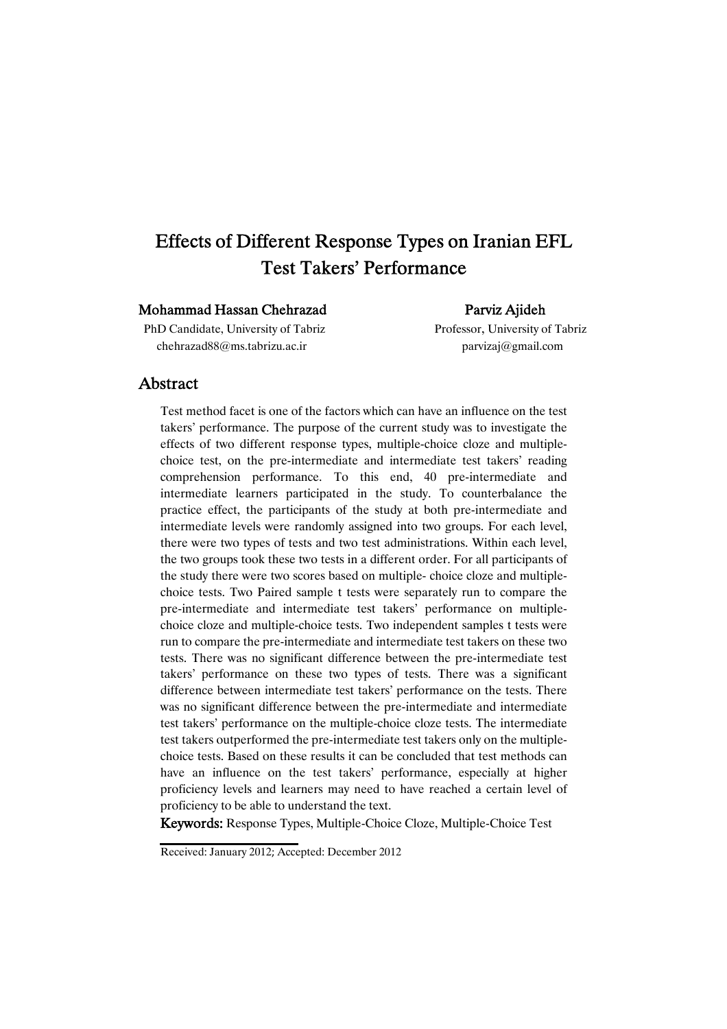# Effects of Different Response Types on Iranian EFL Test Takers' Performance

**Mohammad Hassan Chehrazad**
PhD Candidate, University of Tabriz
chehrazad88@ms.tabrizu.ac.ir

**Parviz Ajideh**
Professor, University of Tabriz
parvizaj@gmail.com

## Abstract

Test method facet is one of the factors which can have an influence on the test takers' performance. The purpose of the current study was to investigate the effects of two different response types, multiple-choice cloze and multiple-choice test, on the pre-intermediate and intermediate test takers' reading comprehension performance. To this end, 40 pre-intermediate and intermediate learners participated in the study. To counterbalance the practice effect, the participants of the study at both pre-intermediate and intermediate levels were randomly assigned into two groups. For each level, there were two types of tests and two test administrations. Within each level, the two groups took these two tests in a different order. For all participants of the study there were two scores based on multiple- choice cloze and multiple-choice tests. Two Paired sample t tests were separately run to compare the pre-intermediate and intermediate test takers' performance on multiple-choice cloze and multiple-choice tests. Two independent samples t tests were run to compare the pre-intermediate and intermediate test takers on these two tests. There was no significant difference between the pre-intermediate test takers' performance on these two types of tests. There was a significant difference between intermediate test takers' performance on the tests. There was no significant difference between the pre-intermediate and intermediate test takers' performance on the multiple-choice cloze tests. The intermediate test takers outperformed the pre-intermediate test takers only on the multiple-choice tests. Based on these results it can be concluded that test methods can have an influence on the test takers' performance, especially at higher proficiency levels and learners may need to have reached a certain level of proficiency to be able to understand the text.

**Keywords:** Response Types, Multiple-Choice Cloze, Multiple-Choice Test

Received: January 2012; Accepted: December 2012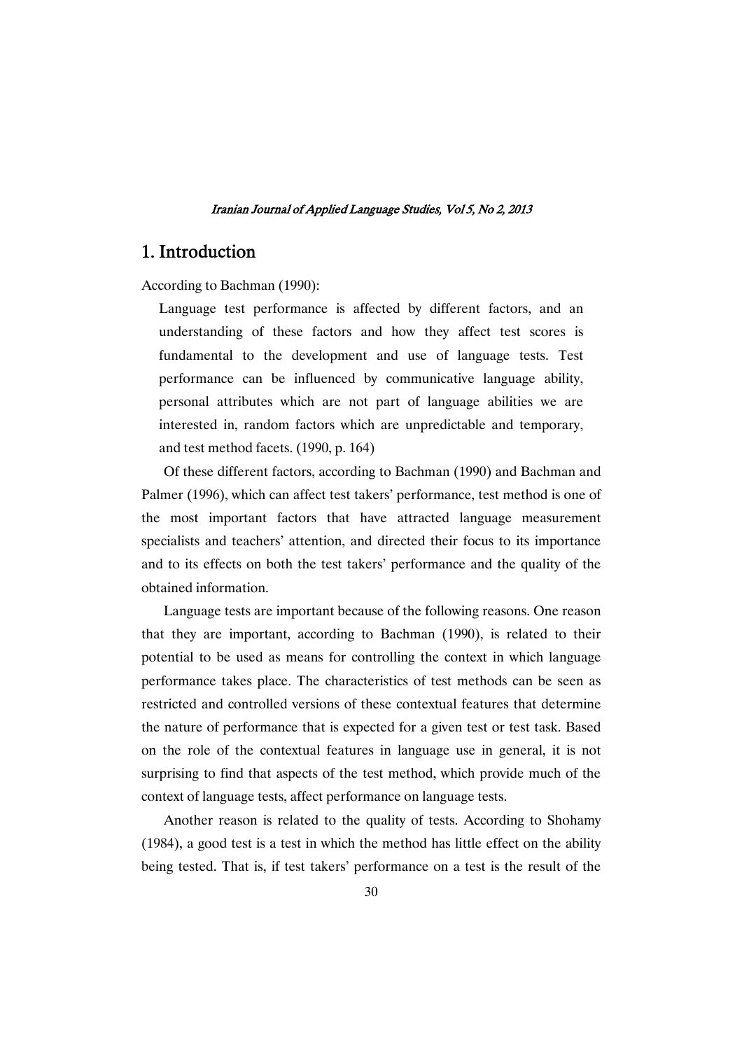## 1. Introduction

According to Bachman (1990):

> Language test performance is affected by different factors, and an understanding of these factors and how they affect test scores is fundamental to the development and use of language tests. Test performance can be influenced by communicative language ability, personal attributes which are not part of language abilities we are interested in, random factors which are unpredictable and temporary, and test method facets. (1990, p. 164)

Of these different factors, according to Bachman (1990) and Bachman and Palmer (1996), which can affect test takers' performance, test method is one of the most important factors that have attracted language measurement specialists and teachers' attention, and directed their focus to its importance and to its effects on both the test takers' performance and the quality of the obtained information.

Language tests are important because of the following reasons. One reason that they are important, according to Bachman (1990), is related to their potential to be used as means for controlling the context in which language performance takes place. The characteristics of test methods can be seen as restricted and controlled versions of these contextual features that determine the nature of performance that is expected for a given test or test task. Based on the role of the contextual features in language use in general, it is not surprising to find that aspects of the test method, which provide much of the context of language tests, affect performance on language tests.

Another reason is related to the quality of tests. According to Shohamy (1984), a good test is a test in which the method has little effect on the ability being tested. That is, if test takers' performance on a test is the result of the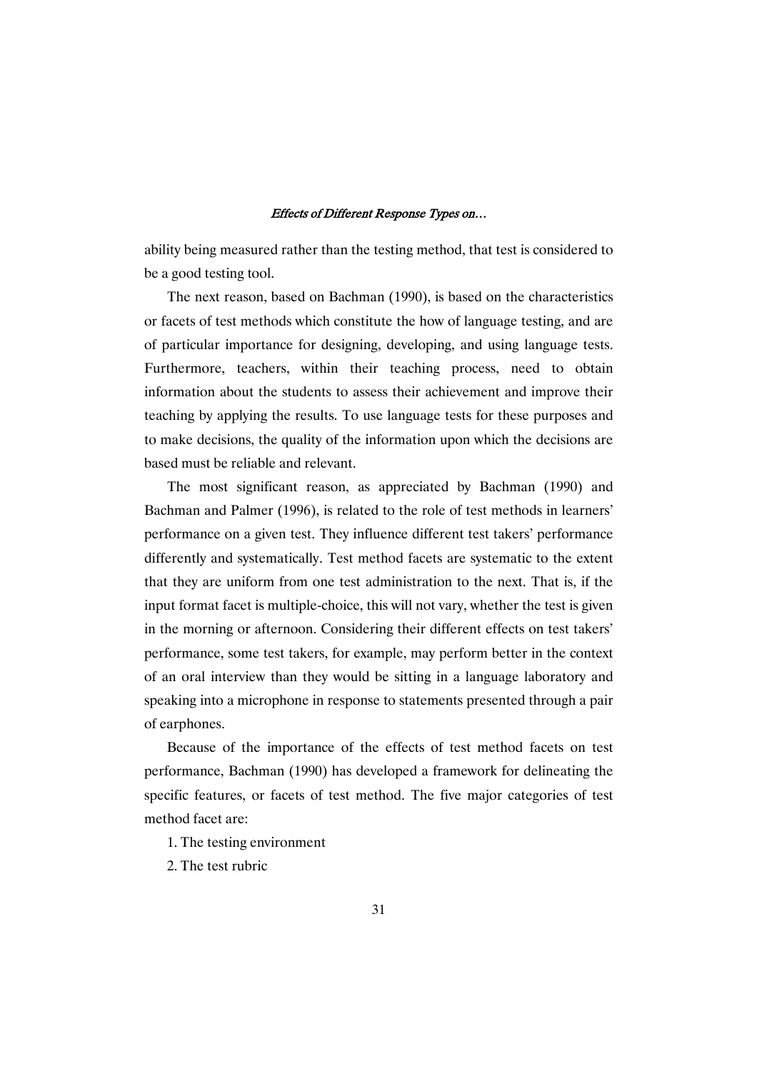ability being measured rather than the testing method, that test is considered to be a good testing tool.

The next reason, based on Bachman (1990), is based on the characteristics or facets of test methods which constitute the how of language testing, and are of particular importance for designing, developing, and using language tests. Furthermore, teachers, within their teaching process, need to obtain information about the students to assess their achievement and improve their teaching by applying the results. To use language tests for these purposes and to make decisions, the quality of the information upon which the decisions are based must be reliable and relevant.

The most significant reason, as appreciated by Bachman (1990) and Bachman and Palmer (1996), is related to the role of test methods in learners' performance on a given test. They influence different test takers' performance differently and systematically. Test method facets are systematic to the extent that they are uniform from one test administration to the next. That is, if the input format facet is multiple-choice, this will not vary, whether the test is given in the morning or afternoon. Considering their different effects on test takers' performance, some test takers, for example, may perform better in the context of an oral interview than they would be sitting in a language laboratory and speaking into a microphone in response to statements presented through a pair of earphones.

Because of the importance of the effects of test method facets on test performance, Bachman (1990) has developed a framework for delineating the specific features, or facets of test method. The five major categories of test method facet are:

1. The testing environment
2. The test rubric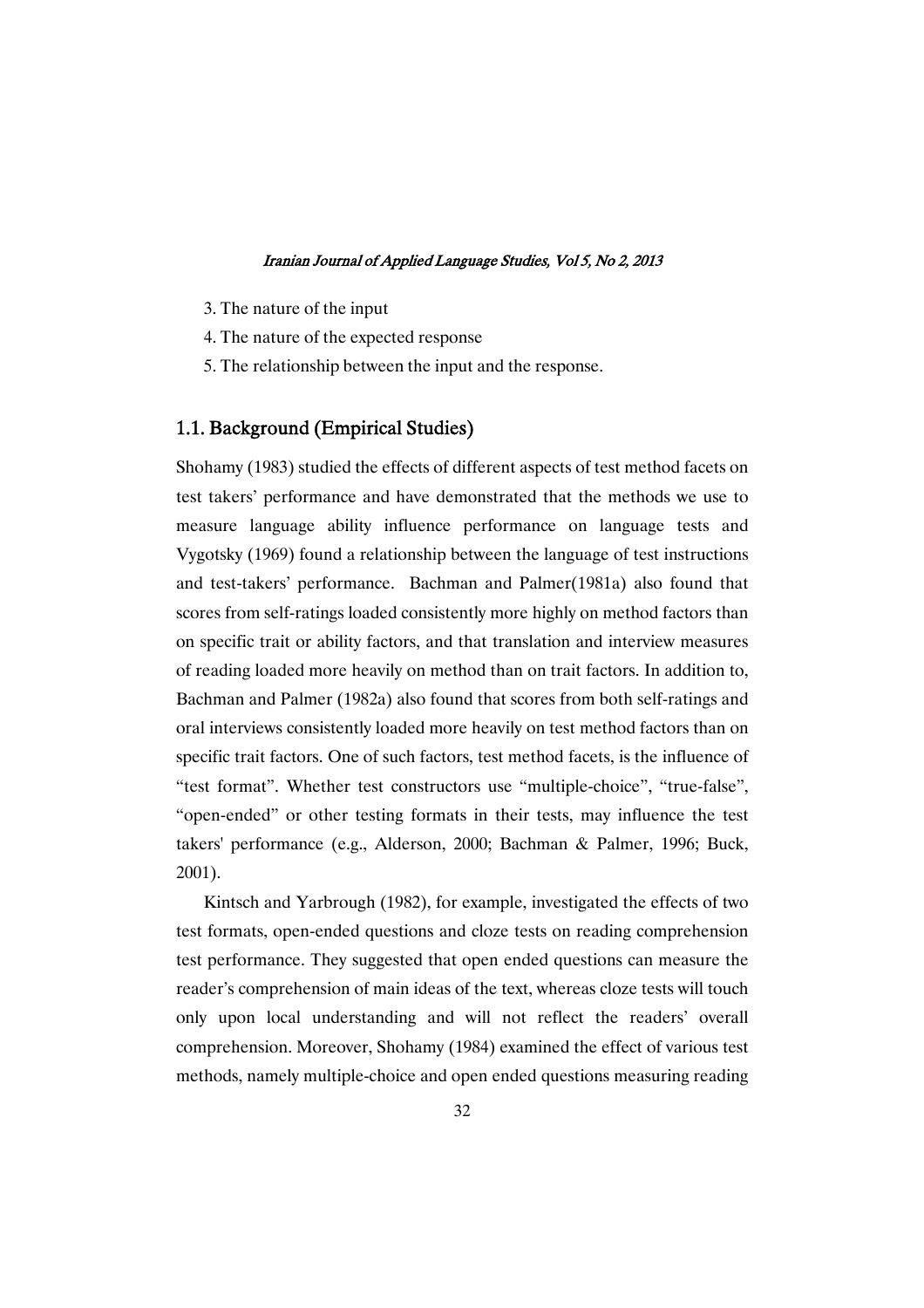3. The nature of the input
4. The nature of the expected response
5. The relationship between the input and the response.

## 1.1. Background (Empirical Studies)

Shohamy (1983) studied the effects of different aspects of test method facets on test takers' performance and have demonstrated that the methods we use to measure language ability influence performance on language tests and Vygotsky (1969) found a relationship between the language of test instructions and test-takers' performance. Bachman and Palmer(1981a) also found that scores from self-ratings loaded consistently more highly on method factors than on specific trait or ability factors, and that translation and interview measures of reading loaded more heavily on method than on trait factors. In addition to, Bachman and Palmer (1982a) also found that scores from both self-ratings and oral interviews consistently loaded more heavily on test method factors than on specific trait factors. One of such factors, test method facets, is the influence of "test format". Whether test constructors use "multiple-choice", "true-false", "open-ended" or other testing formats in their tests, may influence the test takers' performance (e.g., Alderson, 2000; Bachman & Palmer, 1996; Buck, 2001).

Kintsch and Yarbrough (1982), for example, investigated the effects of two test formats, open-ended questions and cloze tests on reading comprehension test performance. They suggested that open ended questions can measure the reader's comprehension of main ideas of the text, whereas cloze tests will touch only upon local understanding and will not reflect the readers' overall comprehension. Moreover, Shohamy (1984) examined the effect of various test methods, namely multiple-choice and open ended questions measuring reading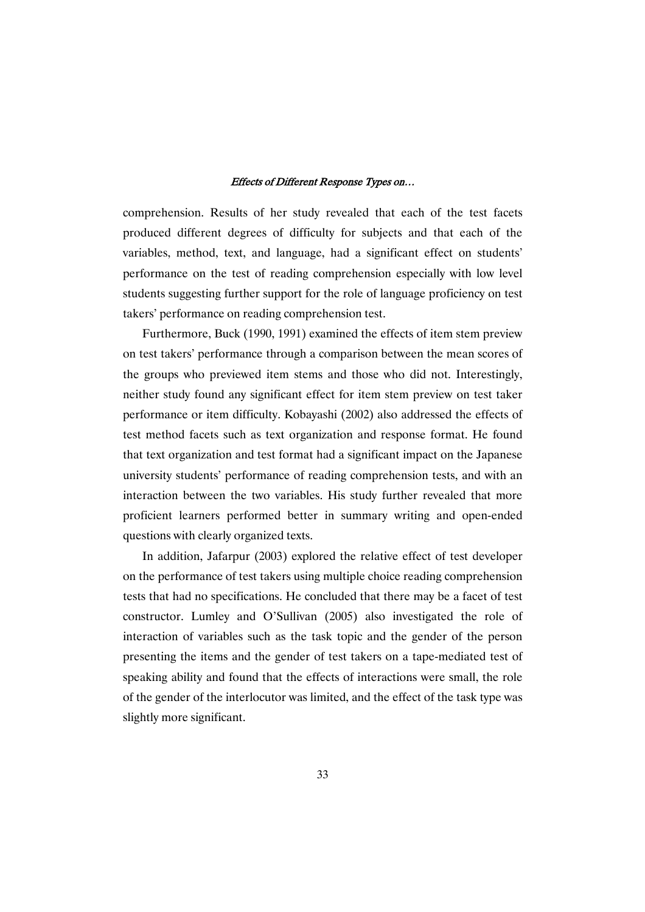comprehension. Results of her study revealed that each of the test facets produced different degrees of difficulty for subjects and that each of the variables, method, text, and language, had a significant effect on students' performance on the test of reading comprehension especially with low level students suggesting further support for the role of language proficiency on test takers' performance on reading comprehension test.

Furthermore, Buck (1990, 1991) examined the effects of item stem preview on test takers' performance through a comparison between the mean scores of the groups who previewed item stems and those who did not. Interestingly, neither study found any significant effect for item stem preview on test taker performance or item difficulty. Kobayashi (2002) also addressed the effects of test method facets such as text organization and response format. He found that text organization and test format had a significant impact on the Japanese university students' performance of reading comprehension tests, and with an interaction between the two variables. His study further revealed that more proficient learners performed better in summary writing and open-ended questions with clearly organized texts.

In addition, Jafarpur (2003) explored the relative effect of test developer on the performance of test takers using multiple choice reading comprehension tests that had no specifications. He concluded that there may be a facet of test constructor. Lumley and O'Sullivan (2005) also investigated the role of interaction of variables such as the task topic and the gender of the person presenting the items and the gender of test takers on a tape-mediated test of speaking ability and found that the effects of interactions were small, the role of the gender of the interlocutor was limited, and the effect of the task type was slightly more significant.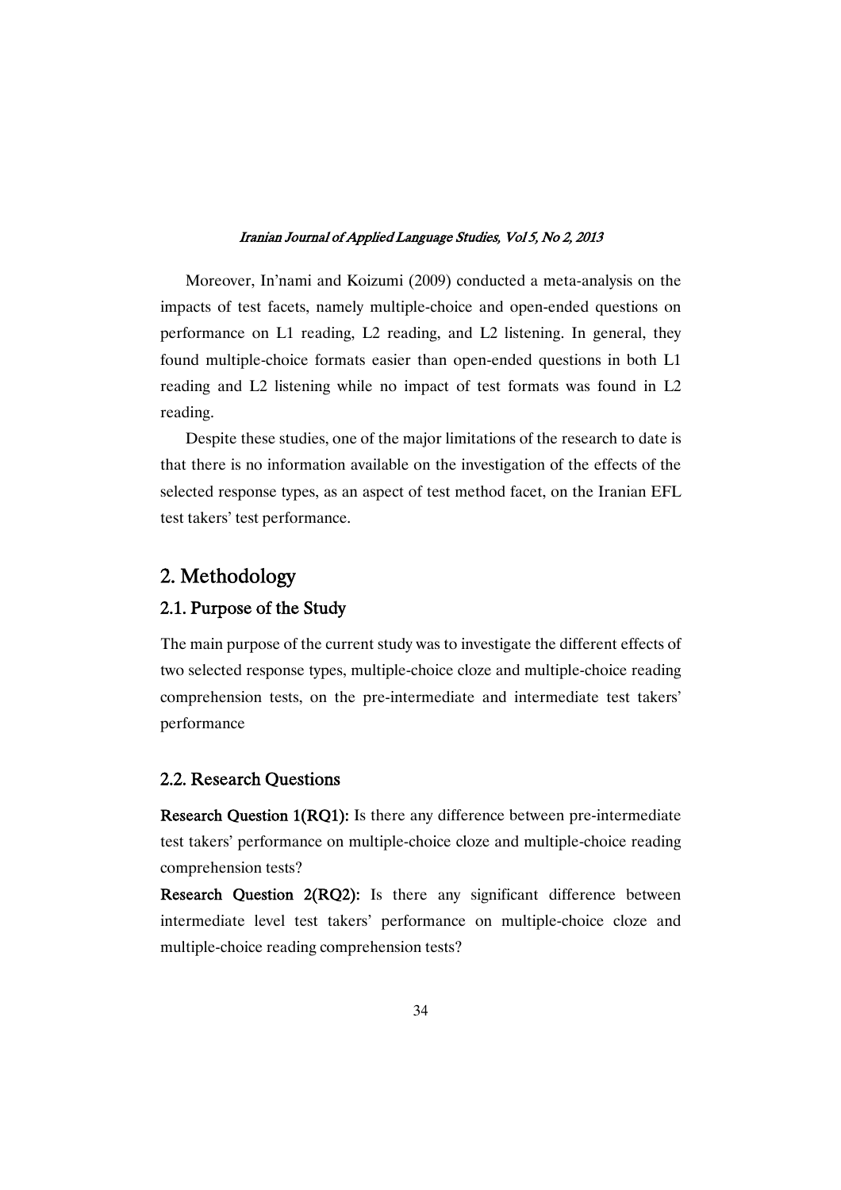Moreover, In'nami and Koizumi (2009) conducted a meta-analysis on the impacts of test facets, namely multiple-choice and open-ended questions on performance on L1 reading, L2 reading, and L2 listening. In general, they found multiple-choice formats easier than open-ended questions in both L1 reading and L2 listening while no impact of test formats was found in L2 reading.

Despite these studies, one of the major limitations of the research to date is that there is no information available on the investigation of the effects of the selected response types, as an aspect of test method facet, on the Iranian EFL test takers' test performance.

## 2. Methodology

### 2.1. Purpose of the Study

The main purpose of the current study was to investigate the different effects of two selected response types, multiple-choice cloze and multiple-choice reading comprehension tests, on the pre-intermediate and intermediate test takers' performance

### 2.2. Research Questions

**Research Question 1(RQ1):** Is there any difference between pre-intermediate test takers' performance on multiple-choice cloze and multiple-choice reading comprehension tests?

**Research Question 2(RQ2):** Is there any significant difference between intermediate level test takers' performance on multiple-choice cloze and multiple-choice reading comprehension tests?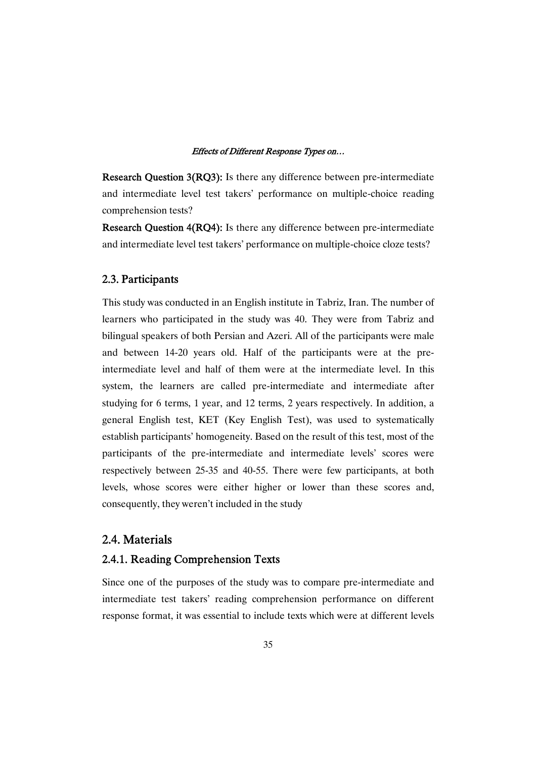**Research Question 3(RQ3):** Is there any difference between pre-intermediate and intermediate level test takers' performance on multiple-choice reading comprehension tests?

**Research Question 4(RQ4):** Is there any difference between pre-intermediate and intermediate level test takers' performance on multiple-choice cloze tests?

## 2.3. Participants

This study was conducted in an English institute in Tabriz, Iran. The number of learners who participated in the study was 40. They were from Tabriz and bilingual speakers of both Persian and Azeri. All of the participants were male and between 14-20 years old. Half of the participants were at the pre-intermediate level and half of them were at the intermediate level. In this system, the learners are called pre-intermediate and intermediate after studying for 6 terms, 1 year, and 12 terms, 2 years respectively. In addition, a general English test, KET (Key English Test), was used to systematically establish participants' homogeneity. Based on the result of this test, most of the participants of the pre-intermediate and intermediate levels' scores were respectively between 25-35 and 40-55. There were few participants, at both levels, whose scores were either higher or lower than these scores and, consequently, they weren't included in the study

## 2.4. Materials

### 2.4.1. Reading Comprehension Texts

Since one of the purposes of the study was to compare pre-intermediate and intermediate test takers' reading comprehension performance on different response format, it was essential to include texts which were at different levels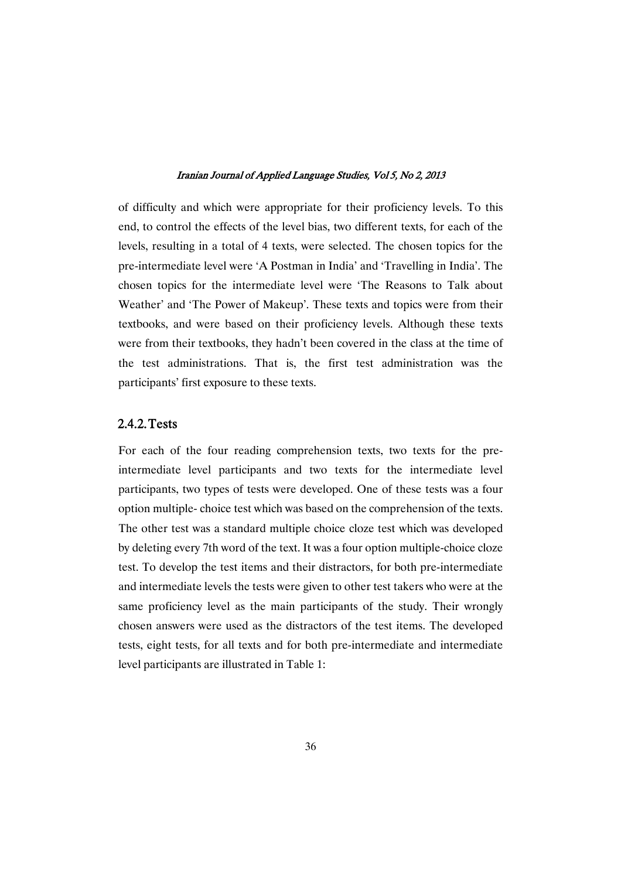of difficulty and which were appropriate for their proficiency levels. To this end, to control the effects of the level bias, two different texts, for each of the levels, resulting in a total of 4 texts, were selected. The chosen topics for the pre-intermediate level were 'A Postman in India' and 'Travelling in India'. The chosen topics for the intermediate level were 'The Reasons to Talk about Weather' and 'The Power of Makeup'. These texts and topics were from their textbooks, and were based on their proficiency levels. Although these texts were from their textbooks, they hadn't been covered in the class at the time of the test administrations. That is, the first test administration was the participants' first exposure to these texts.

### 2.4.2. Tests

For each of the four reading comprehension texts, two texts for the pre-intermediate level participants and two texts for the intermediate level participants, two types of tests were developed. One of these tests was a four option multiple- choice test which was based on the comprehension of the texts. The other test was a standard multiple choice cloze test which was developed by deleting every 7th word of the text. It was a four option multiple-choice cloze test. To develop the test items and their distractors, for both pre-intermediate and intermediate levels the tests were given to other test takers who were at the same proficiency level as the main participants of the study. Their wrongly chosen answers were used as the distractors of the test items. The developed tests, eight tests, for all texts and for both pre-intermediate and intermediate level participants are illustrated in Table 1: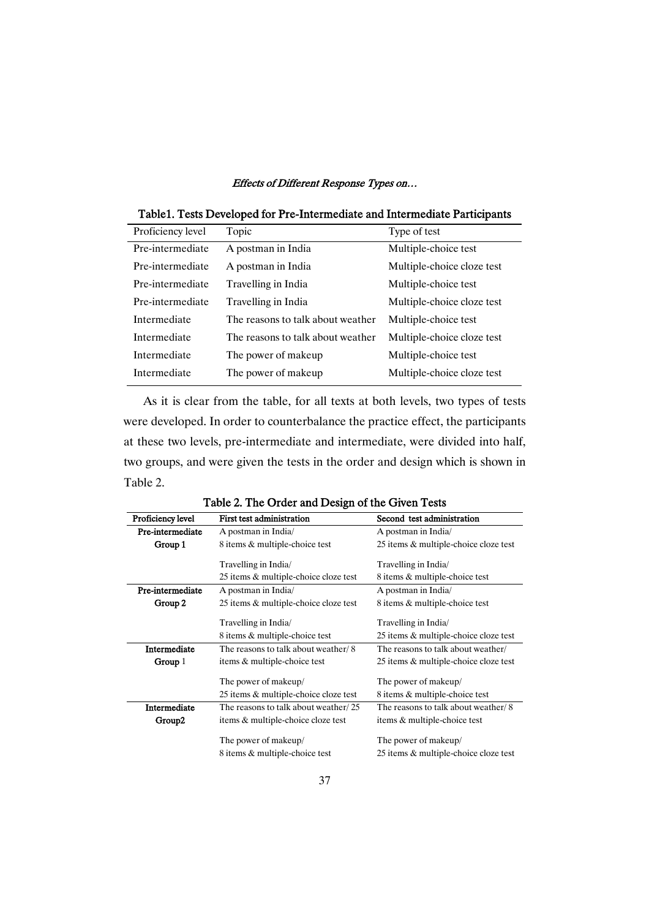Table1. Tests Developed for Pre-Intermediate and Intermediate Participants

| Proficiency level | Topic | Type of test |
|---|---|---|
| Pre-intermediate | A postman in India | Multiple-choice test |
| Pre-intermediate | A postman in India | Multiple-choice cloze test |
| Pre-intermediate | Travelling in India | Multiple-choice test |
| Pre-intermediate | Travelling in India | Multiple-choice cloze test |
| Intermediate | The reasons to talk about weather | Multiple-choice test |
| Intermediate | The reasons to talk about weather | Multiple-choice cloze test |
| Intermediate | The power of makeup | Multiple-choice test |
| Intermediate | The power of makeup | Multiple-choice cloze test |

As it is clear from the table, for all texts at both levels, two types of tests were developed. In order to counterbalance the practice effect, the participants at these two levels, pre-intermediate and intermediate, were divided into half, two groups, and were given the tests in the order and design which is shown in Table 2.

Table 2. The Order and Design of the Given Tests

| Proficiency level | First test administration | Second test administration |
|---|---|---|
| Pre-intermediate Group 1 | A postman in India/ 8 items & multiple-choice test | A postman in India/ 25 items & multiple-choice cloze test |
| | Travelling in India/ 25 items & multiple-choice cloze test | Travelling in India/ 8 items & multiple-choice test |
| Pre-intermediate Group 2 | A postman in India/ 25 items & multiple-choice cloze test | A postman in India/ 8 items & multiple-choice test |
| | Travelling in India/ 8 items & multiple-choice test | Travelling in India/ 25 items & multiple-choice cloze test |
| Intermediate Group 1 | The reasons to talk about weather/ 8 items & multiple-choice test | The reasons to talk about weather/ 25 items & multiple-choice cloze test |
| | The power of makeup/ 25 items & multiple-choice cloze test | The power of makeup/ 8 items & multiple-choice test |
| Intermediate Group2 | The reasons to talk about weather/ 25 items & multiple-choice cloze test | The reasons to talk about weather/ 8 items & multiple-choice test |
| | The power of makeup/ 8 items & multiple-choice test | The power of makeup/ 25 items & multiple-choice cloze test |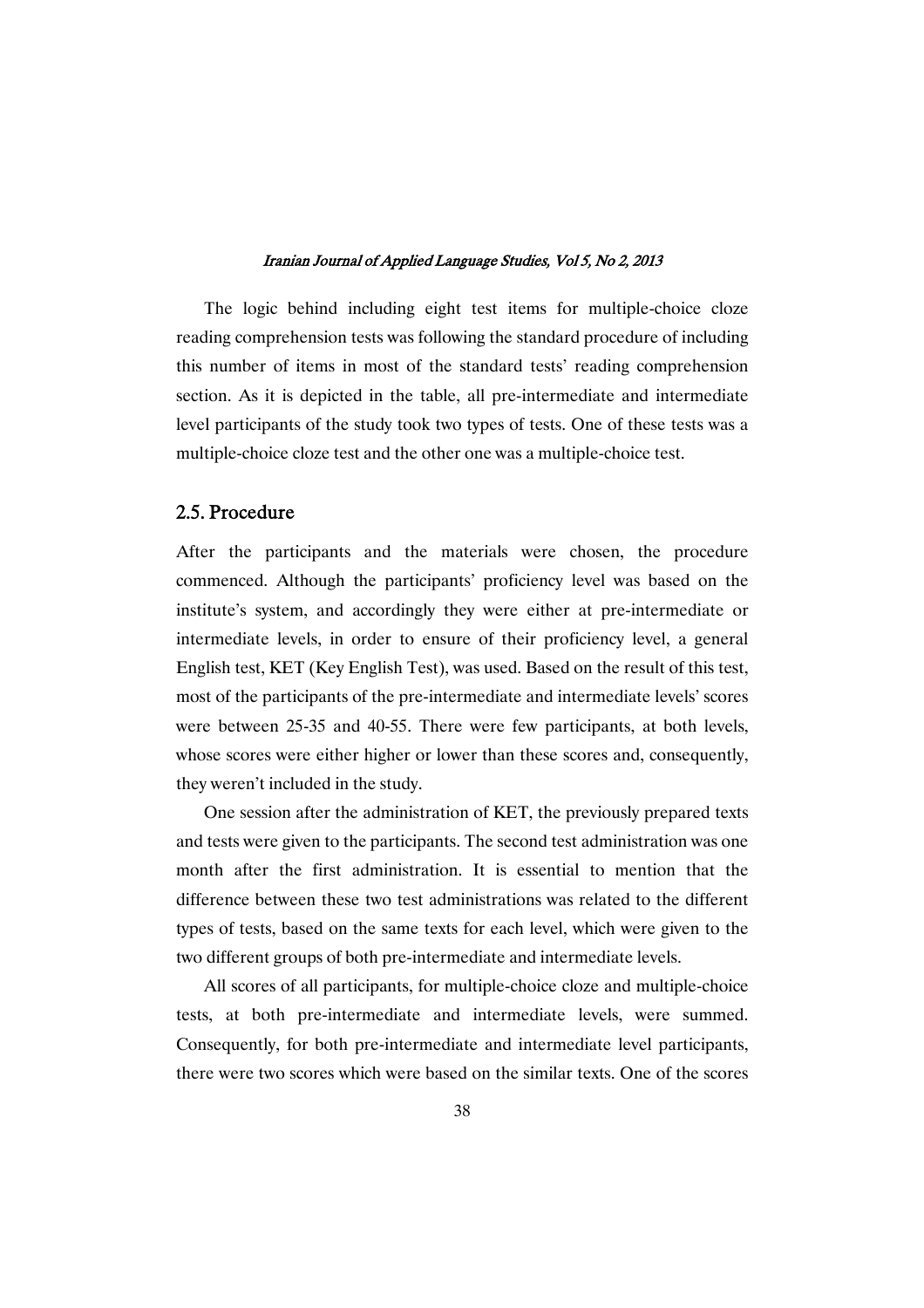The logic behind including eight test items for multiple-choice cloze reading comprehension tests was following the standard procedure of including this number of items in most of the standard tests' reading comprehension section. As it is depicted in the table, all pre-intermediate and intermediate level participants of the study took two types of tests. One of these tests was a multiple-choice cloze test and the other one was a multiple-choice test.

## 2.5. Procedure

After the participants and the materials were chosen, the procedure commenced. Although the participants' proficiency level was based on the institute's system, and accordingly they were either at pre-intermediate or intermediate levels, in order to ensure of their proficiency level, a general English test, KET (Key English Test), was used. Based on the result of this test, most of the participants of the pre-intermediate and intermediate levels' scores were between 25-35 and 40-55. There were few participants, at both levels, whose scores were either higher or lower than these scores and, consequently, they weren't included in the study.

One session after the administration of KET, the previously prepared texts and tests were given to the participants. The second test administration was one month after the first administration. It is essential to mention that the difference between these two test administrations was related to the different types of tests, based on the same texts for each level, which were given to the two different groups of both pre-intermediate and intermediate levels.

All scores of all participants, for multiple-choice cloze and multiple-choice tests, at both pre-intermediate and intermediate levels, were summed. Consequently, for both pre-intermediate and intermediate level participants, there were two scores which were based on the similar texts. One of the scores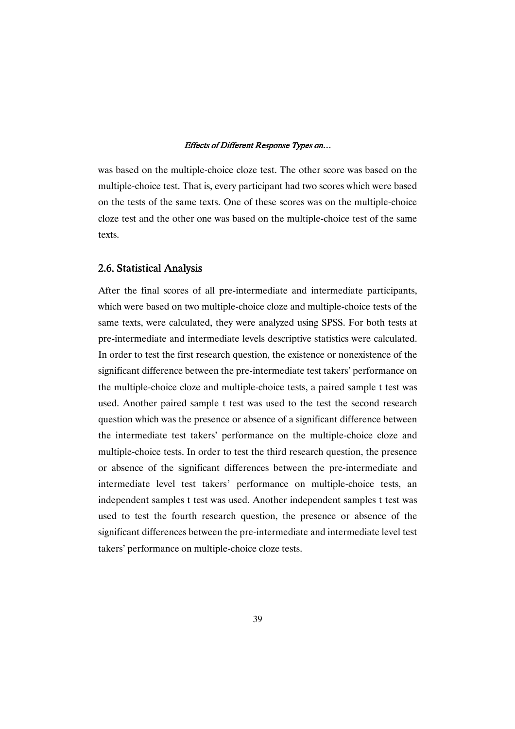was based on the multiple-choice cloze test. The other score was based on the multiple-choice test. That is, every participant had two scores which were based on the tests of the same texts. One of these scores was on the multiple-choice cloze test and the other one was based on the multiple-choice test of the same texts.

## 2.6. Statistical Analysis

After the final scores of all pre-intermediate and intermediate participants, which were based on two multiple-choice cloze and multiple-choice tests of the same texts, were calculated, they were analyzed using SPSS. For both tests at pre-intermediate and intermediate levels descriptive statistics were calculated. In order to test the first research question, the existence or nonexistence of the significant difference between the pre-intermediate test takers' performance on the multiple-choice cloze and multiple-choice tests, a paired sample t test was used. Another paired sample t test was used to the test the second research question which was the presence or absence of a significant difference between the intermediate test takers' performance on the multiple-choice cloze and multiple-choice tests. In order to test the third research question, the presence or absence of the significant differences between the pre-intermediate and intermediate level test takers' performance on multiple-choice tests, an independent samples t test was used. Another independent samples t test was used to test the fourth research question, the presence or absence of the significant differences between the pre-intermediate and intermediate level test takers' performance on multiple-choice cloze tests.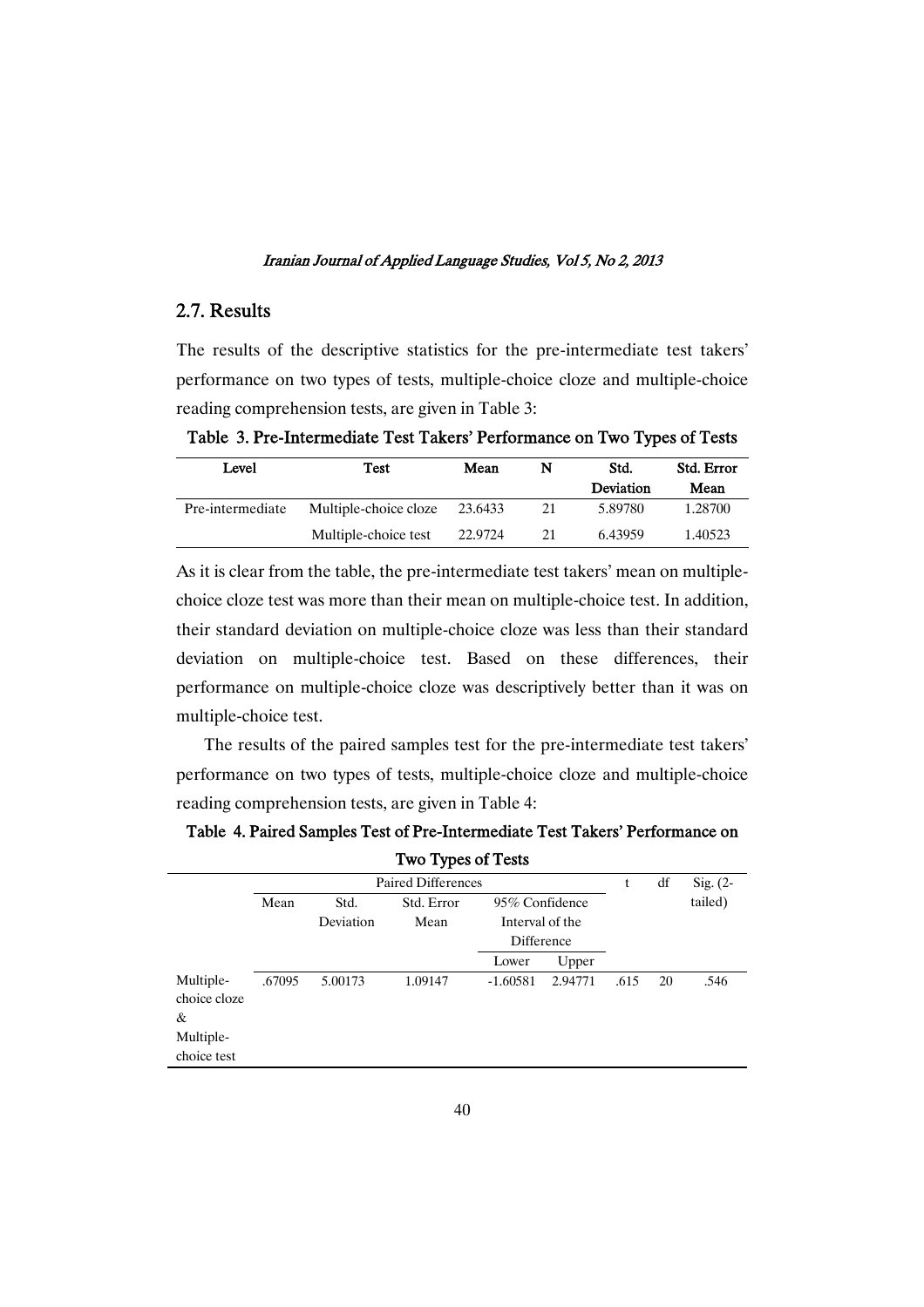## 2.7. Results

The results of the descriptive statistics for the pre-intermediate test takers' performance on two types of tests, multiple-choice cloze and multiple-choice reading comprehension tests, are given in Table 3:

**Table 3. Pre-Intermediate Test Takers' Performance on Two Types of Tests**

| Level | Test | Mean | N | Std. Deviation | Std. Error Mean |
|---|---|---|---|---|---|
| Pre-intermediate | Multiple-choice cloze | 23.6433 | 21 | 5.89780 | 1.28700 |
| | Multiple-choice test | 22.9724 | 21 | 6.43959 | 1.40523 |

As it is clear from the table, the pre-intermediate test takers' mean on multiple-choice cloze test was more than their mean on multiple-choice test. In addition, their standard deviation on multiple-choice cloze was less than their standard deviation on multiple-choice test. Based on these differences, their performance on multiple-choice cloze was descriptively better than it was on multiple-choice test.

The results of the paired samples test for the pre-intermediate test takers' performance on two types of tests, multiple-choice cloze and multiple-choice reading comprehension tests, are given in Table 4:

**Table 4. Paired Samples Test of Pre-Intermediate Test Takers' Performance on Two Types of Tests**

| | Paired Differences | | | | | t | df | Sig. (2-tailed) |
|---|---|---|---|---|---|---|---|---|
| | Mean | Std. Deviation | Std. Error Mean | 95% Confidence Interval of the Difference | | | | |
| | | | | Lower | Upper | | | |
| Multiple-choice cloze & Multiple-choice test | .67095 | 5.00173 | 1.09147 | -1.60581 | 2.94771 | .615 | 20 | .546 |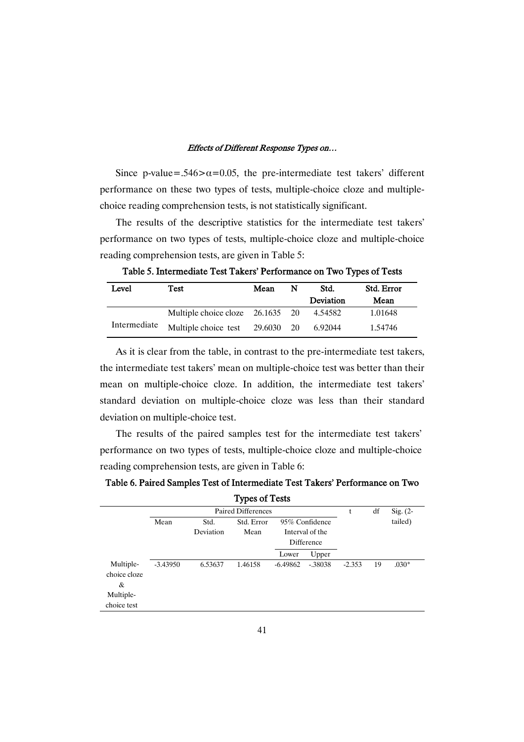Since p-value=.546>$\alpha$=0.05, the pre-intermediate test takers' different performance on these two types of tests, multiple-choice cloze and multiple-choice reading comprehension tests, is not statistically significant.

The results of the descriptive statistics for the intermediate test takers' performance on two types of tests, multiple-choice cloze and multiple-choice reading comprehension tests, are given in Table 5:

**Table 5. Intermediate Test Takers' Performance on Two Types of Tests**

| Level | Test | Mean | N | Std. Deviation | Std. Error Mean |
|---|---|---|---|---|---|
| Intermediate | Multiple choice cloze | 26.1635 | 20 | 4.54582 | 1.01648 |
| | Multiple choice test | 29.6030 | 20 | 6.92044 | 1.54746 |

As it is clear from the table, in contrast to the pre-intermediate test takers, the intermediate test takers' mean on multiple-choice test was better than their mean on multiple-choice cloze. In addition, the intermediate test takers' standard deviation on multiple-choice cloze was less than their standard deviation on multiple-choice test.

The results of the paired samples test for the intermediate test takers' performance on two types of tests, multiple-choice cloze and multiple-choice reading comprehension tests, are given in Table 6:

**Table 6. Paired Samples Test of Intermediate Test Takers' Performance on Two Types of Tests**

| | Paired Differences | | | | | t | df | Sig. (2-tailed) |
|---|---|---|---|---|---|---|---|---|
| | Mean | Std. Deviation | Std. Error Mean | 95% Confidence Interval of the Difference | | | | |
| | | | | Lower | Upper | | | |
| Multiple-choice cloze & Multiple-choice test | -3.43950 | 6.53637 | 1.46158 | -6.49862 | -.38038 | -2.353 | 19 | .030* |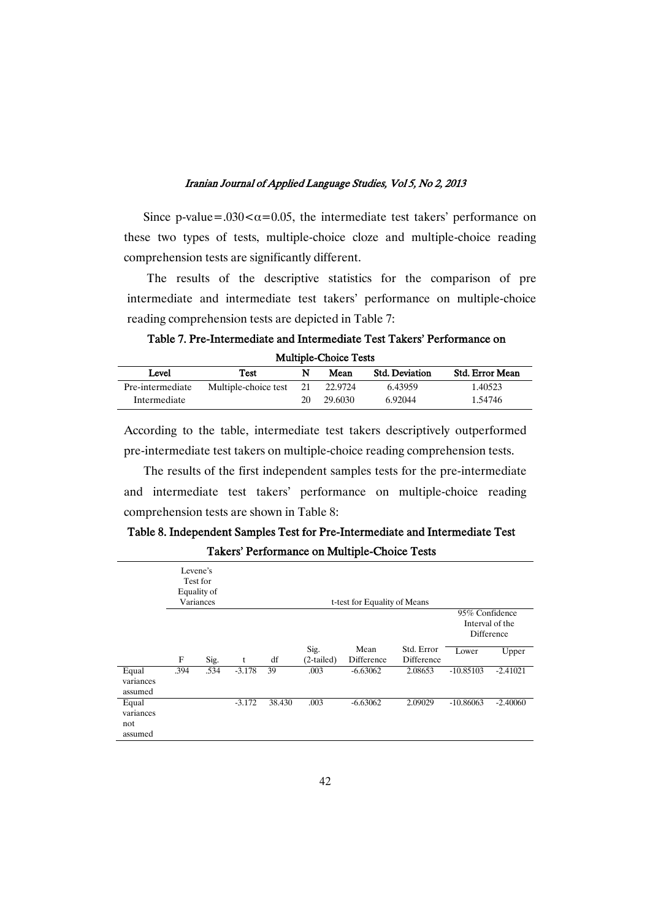Since p-value=.030<α=0.05, the intermediate test takers' performance on these two types of tests, multiple-choice cloze and multiple-choice reading comprehension tests are significantly different.

The results of the descriptive statistics for the comparison of pre intermediate and intermediate test takers' performance on multiple-choice reading comprehension tests are depicted in Table 7:

**Table 7. Pre-Intermediate and Intermediate Test Takers' Performance on Multiple-Choice Tests**

| Level | Test | N | Mean | Std. Deviation | Std. Error Mean |
|---|---|---|---|---|---|
| Pre-intermediate | Multiple-choice test | 21 | 22.9724 | 6.43959 | 1.40523 |
| Intermediate | | 20 | 29.6030 | 6.92044 | 1.54746 |

According to the table, intermediate test takers descriptively outperformed pre-intermediate test takers on multiple-choice reading comprehension tests.

The results of the first independent samples tests for the pre-intermediate and intermediate test takers' performance on multiple-choice reading comprehension tests are shown in Table 8:

**Table 8. Independent Samples Test for Pre-Intermediate and Intermediate Test Takers' Performance on Multiple-Choice Tests**

| | Levene's Test for Equality of Variances | | t-test for Equality of Means | | | | | | |
|---|---|---|---|---|---|---|---|---|---|
| | | | | | | | | 95% Confidence Interval of the Difference | |
| | F | Sig. | t | df | Sig. (2-tailed) | Mean Difference | Std. Error Difference | Lower | Upper |
| Equal variances assumed | .394 | .534 | -3.178 | 39 | .003 | -6.63062 | 2.08653 | -10.85103 | -2.41021 |
| Equal variances not assumed | | | -3.172 | 38.430 | .003 | -6.63062 | 2.09029 | -10.86063 | -2.40060 |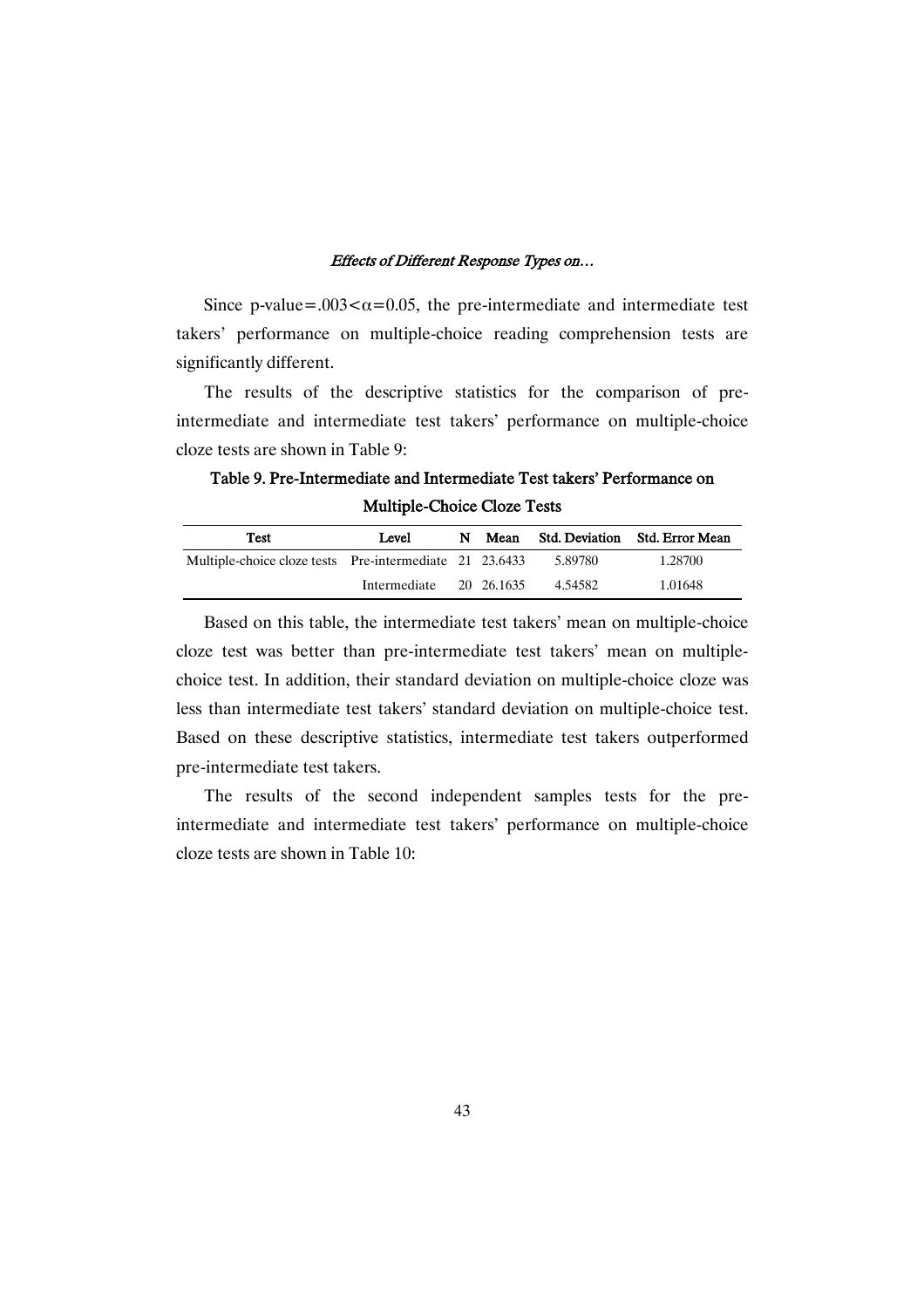Since p-value=.003<$\alpha$=0.05, the pre-intermediate and intermediate test takers' performance on multiple-choice reading comprehension tests are significantly different.

The results of the descriptive statistics for the comparison of pre-intermediate and intermediate test takers' performance on multiple-choice cloze tests are shown in Table 9:

**Table 9. Pre-Intermediate and Intermediate Test takers' Performance on Multiple-Choice Cloze Tests**

| Test | Level | N | Mean | Std. Deviation | Std. Error Mean |
|---|---|---|---|---|---|
| Multiple-choice cloze tests | Pre-intermediate | 21 | 23.6433 | 5.89780 | 1.28700 |
| | Intermediate | 20 | 26.1635 | 4.54582 | 1.01648 |

Based on this table, the intermediate test takers' mean on multiple-choice cloze test was better than pre-intermediate test takers' mean on multiple-choice test. In addition, their standard deviation on multiple-choice cloze was less than intermediate test takers' standard deviation on multiple-choice test. Based on these descriptive statistics, intermediate test takers outperformed pre-intermediate test takers.

The results of the second independent samples tests for the pre-intermediate and intermediate test takers' performance on multiple-choice cloze tests are shown in Table 10: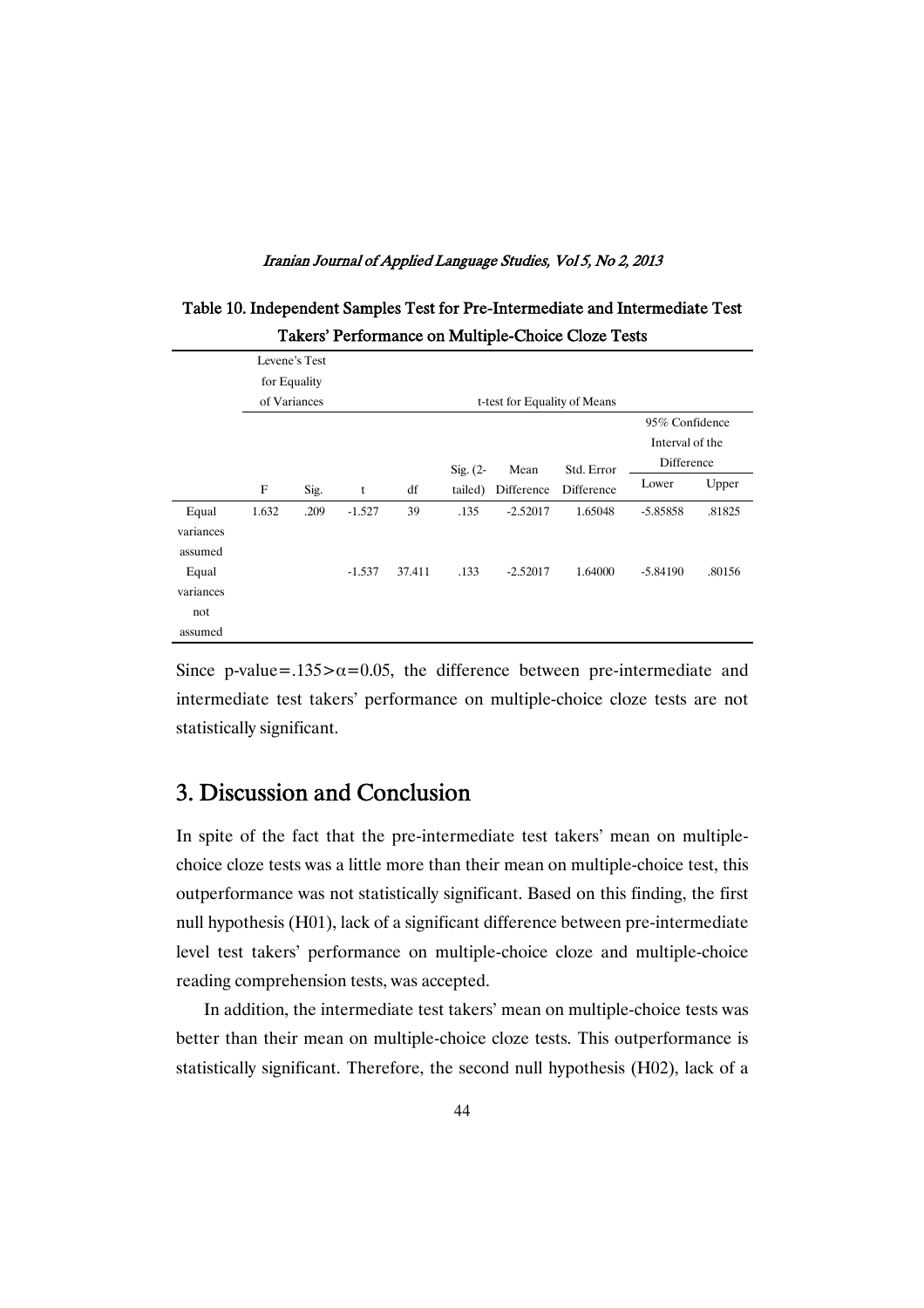Table 10. Independent Samples Test for Pre-Intermediate and Intermediate Test Takers' Performance on Multiple-Choice Cloze Tests

| | Levene's Test for Equality of Variances | | t-test for Equality of Means | | | | | | |
|---|---|---|---|---|---|---|---|---|---|
| | | | | | | | | 95% Confidence Interval of the Difference | |
| | F | Sig. | t | df | Sig. (2-tailed) | Mean Difference | Std. Error Difference | Lower | Upper |
| Equal variances assumed | 1.632 | .209 | -1.527 | 39 | .135 | -2.52017 | 1.65048 | -5.85858 | .81825 |
| Equal variances not assumed | | | -1.537 | 37.411 | .133 | -2.52017 | 1.64000 | -5.84190 | .80156 |

Since p-value=.135>$\alpha$=0.05, the difference between pre-intermediate and intermediate test takers' performance on multiple-choice cloze tests are not statistically significant.

## 3. Discussion and Conclusion

In spite of the fact that the pre-intermediate test takers' mean on multiple-choice cloze tests was a little more than their mean on multiple-choice test, this outperformance was not statistically significant. Based on this finding, the first null hypothesis (H01), lack of a significant difference between pre-intermediate level test takers' performance on multiple-choice cloze and multiple-choice reading comprehension tests, was accepted.

In addition, the intermediate test takers' mean on multiple-choice tests was better than their mean on multiple-choice cloze tests. This outperformance is statistically significant. Therefore, the second null hypothesis (H02), lack of a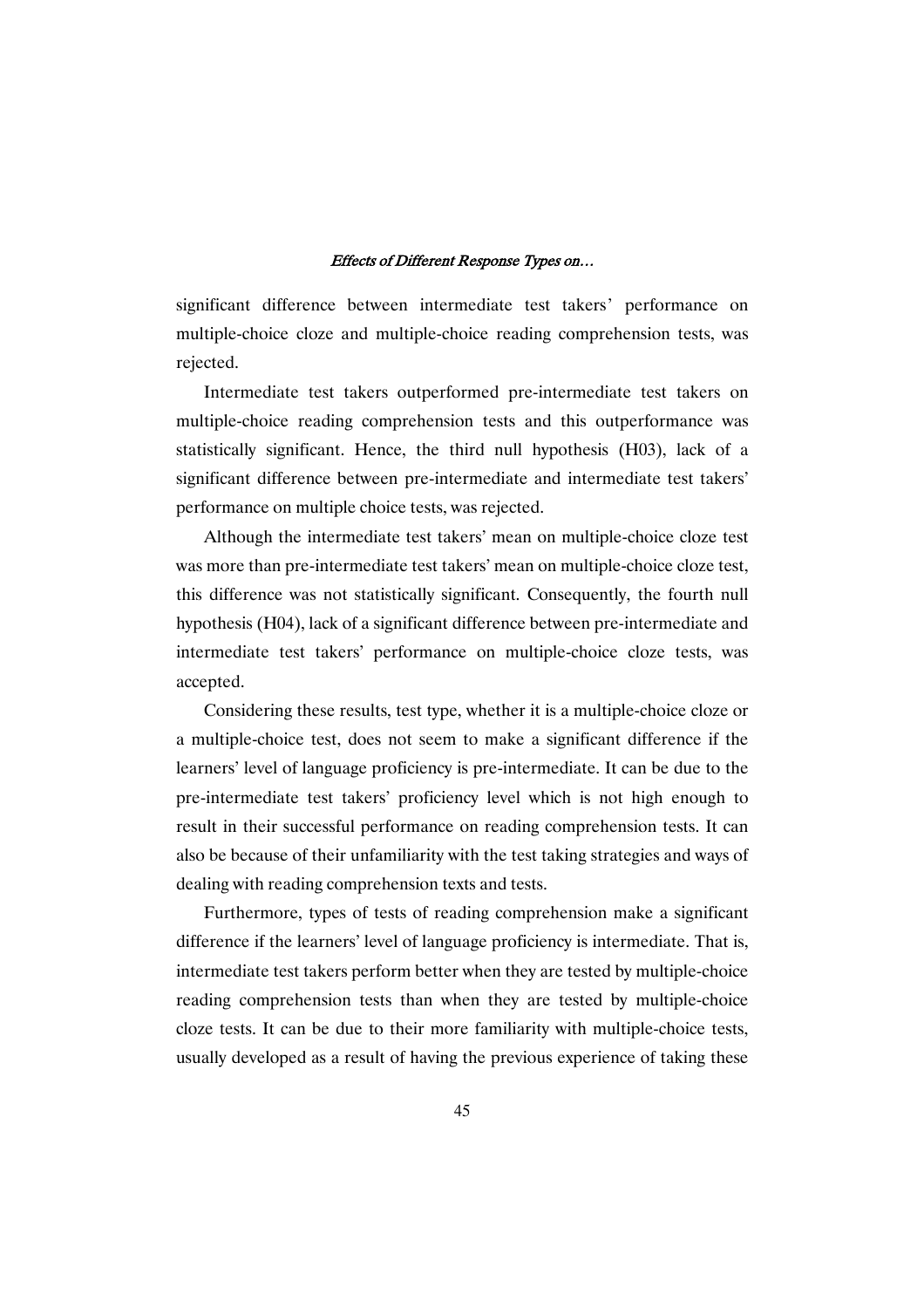significant difference between intermediate test takers' performance on multiple-choice cloze and multiple-choice reading comprehension tests, was rejected.

Intermediate test takers outperformed pre-intermediate test takers on multiple-choice reading comprehension tests and this outperformance was statistically significant. Hence, the third null hypothesis (H03), lack of a significant difference between pre-intermediate and intermediate test takers' performance on multiple choice tests, was rejected.

Although the intermediate test takers' mean on multiple-choice cloze test was more than pre-intermediate test takers' mean on multiple-choice cloze test, this difference was not statistically significant. Consequently, the fourth null hypothesis (H04), lack of a significant difference between pre-intermediate and intermediate test takers' performance on multiple-choice cloze tests, was accepted.

Considering these results, test type, whether it is a multiple-choice cloze or a multiple-choice test, does not seem to make a significant difference if the learners' level of language proficiency is pre-intermediate. It can be due to the pre-intermediate test takers' proficiency level which is not high enough to result in their successful performance on reading comprehension tests. It can also be because of their unfamiliarity with the test taking strategies and ways of dealing with reading comprehension texts and tests.

Furthermore, types of tests of reading comprehension make a significant difference if the learners' level of language proficiency is intermediate. That is, intermediate test takers perform better when they are tested by multiple-choice reading comprehension tests than when they are tested by multiple-choice cloze tests. It can be due to their more familiarity with multiple-choice tests, usually developed as a result of having the previous experience of taking these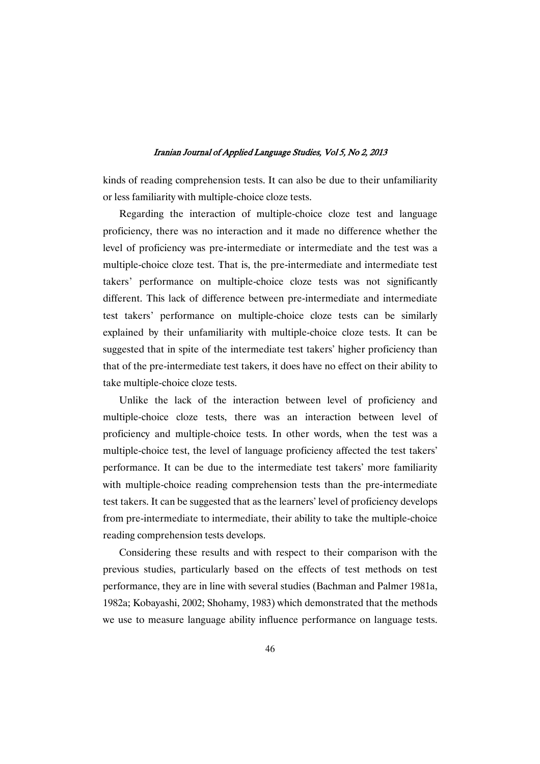kinds of reading comprehension tests. It can also be due to their unfamiliarity or less familiarity with multiple-choice cloze tests.

Regarding the interaction of multiple-choice cloze test and language proficiency, there was no interaction and it made no difference whether the level of proficiency was pre-intermediate or intermediate and the test was a multiple-choice cloze test. That is, the pre-intermediate and intermediate test takers' performance on multiple-choice cloze tests was not significantly different. This lack of difference between pre-intermediate and intermediate test takers' performance on multiple-choice cloze tests can be similarly explained by their unfamiliarity with multiple-choice cloze tests. It can be suggested that in spite of the intermediate test takers' higher proficiency than that of the pre-intermediate test takers, it does have no effect on their ability to take multiple-choice cloze tests.

Unlike the lack of the interaction between level of proficiency and multiple-choice cloze tests, there was an interaction between level of proficiency and multiple-choice tests. In other words, when the test was a multiple-choice test, the level of language proficiency affected the test takers' performance. It can be due to the intermediate test takers' more familiarity with multiple-choice reading comprehension tests than the pre-intermediate test takers. It can be suggested that as the learners' level of proficiency develops from pre-intermediate to intermediate, their ability to take the multiple-choice reading comprehension tests develops.

Considering these results and with respect to their comparison with the previous studies, particularly based on the effects of test methods on test performance, they are in line with several studies (Bachman and Palmer 1981a, 1982a; Kobayashi, 2002; Shohamy, 1983) which demonstrated that the methods we use to measure language ability influence performance on language tests.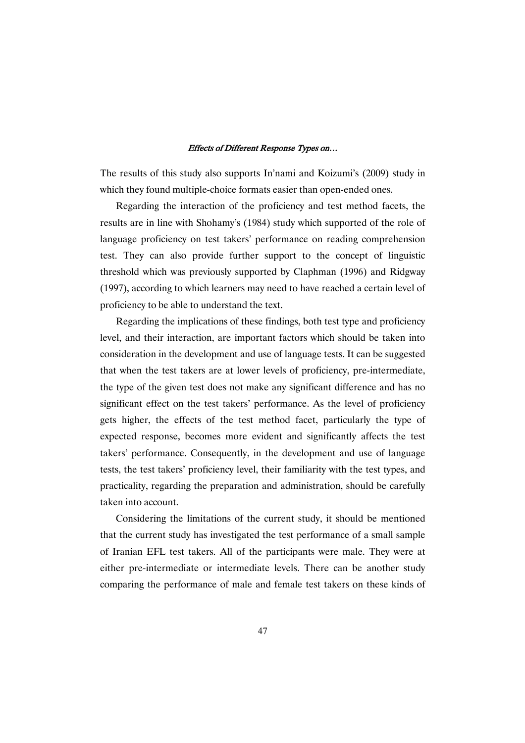The results of this study also supports In'nami and Koizumi's (2009) study in which they found multiple-choice formats easier than open-ended ones.

Regarding the interaction of the proficiency and test method facets, the results are in line with Shohamy's (1984) study which supported of the role of language proficiency on test takers' performance on reading comprehension test. They can also provide further support to the concept of linguistic threshold which was previously supported by Claphman (1996) and Ridgway (1997), according to which learners may need to have reached a certain level of proficiency to be able to understand the text.

Regarding the implications of these findings, both test type and proficiency level, and their interaction, are important factors which should be taken into consideration in the development and use of language tests. It can be suggested that when the test takers are at lower levels of proficiency, pre-intermediate, the type of the given test does not make any significant difference and has no significant effect on the test takers' performance. As the level of proficiency gets higher, the effects of the test method facet, particularly the type of expected response, becomes more evident and significantly affects the test takers' performance. Consequently, in the development and use of language tests, the test takers' proficiency level, their familiarity with the test types, and practicality, regarding the preparation and administration, should be carefully taken into account.

Considering the limitations of the current study, it should be mentioned that the current study has investigated the test performance of a small sample of Iranian EFL test takers. All of the participants were male. They were at either pre-intermediate or intermediate levels. There can be another study comparing the performance of male and female test takers on these kinds of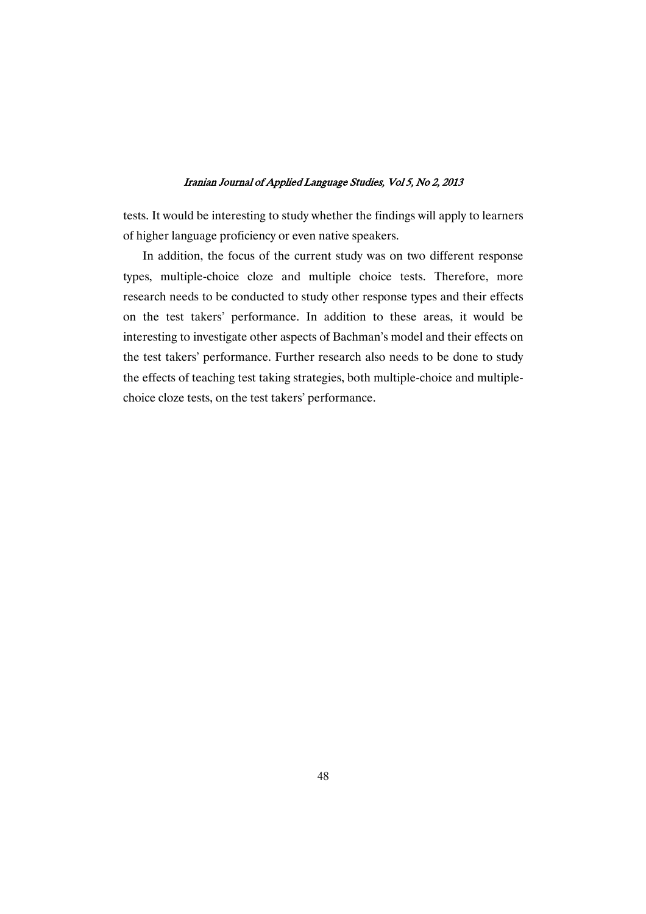tests. It would be interesting to study whether the findings will apply to learners of higher language proficiency or even native speakers.

In addition, the focus of the current study was on two different response types, multiple-choice cloze and multiple choice tests. Therefore, more research needs to be conducted to study other response types and their effects on the test takers' performance. In addition to these areas, it would be interesting to investigate other aspects of Bachman's model and their effects on the test takers' performance. Further research also needs to be done to study the effects of teaching test taking strategies, both multiple-choice and multiple-choice cloze tests, on the test takers' performance.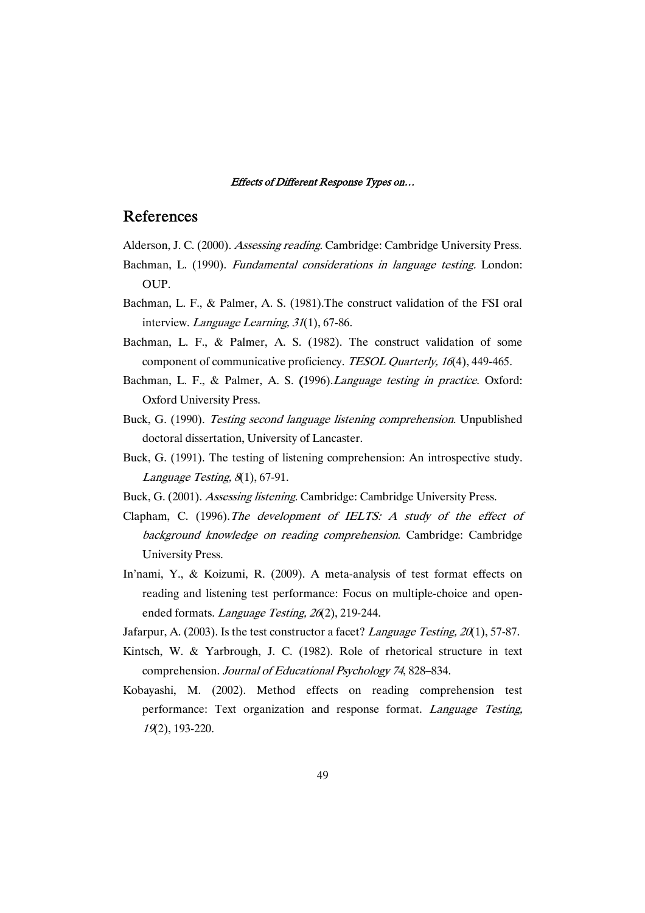## References

Alderson, J. C. (2000). *Assessing reading*. Cambridge: Cambridge University Press.

Bachman, L. (1990). *Fundamental considerations in language testing.* London: OUP.

Bachman, L. F., & Palmer, A. S. (1981).The construct validation of the FSI oral interview. *Language Learning, 31*(1), 67-86.

Bachman, L. F., & Palmer, A. S. (1982). The construct validation of some component of communicative proficiency. *TESOL Quarterly, 16*(4), 449-465.

Bachman, L. F., & Palmer, A. S. (1996).*Language testing in practice*. Oxford: Oxford University Press.

Buck, G. (1990). *Testing second language listening comprehension*. Unpublished doctoral dissertation, University of Lancaster.

Buck, G. (1991). The testing of listening comprehension: An introspective study. *Language Testing, 8*(1), 67-91.

Buck, G. (2001). *Assessing listening*. Cambridge: Cambridge University Press.

Clapham, C. (1996).*The development of IELTS: A study of the effect of background knowledge on reading comprehension*. Cambridge: Cambridge University Press.

In'nami, Y., & Koizumi, R. (2009). A meta-analysis of test format effects on reading and listening test performance: Focus on multiple-choice and open-ended formats. *Language Testing, 26*(2), 219-244.

Jafarpur, A. (2003). Is the test constructor a facet? *Language Testing, 20*(1), 57-87.

Kintsch, W. & Yarbrough, J. C. (1982). Role of rhetorical structure in text comprehension. *Journal of Educational Psychology 74*, 828–834.

Kobayashi, M. (2002). Method effects on reading comprehension test performance: Text organization and response format. *Language Testing, 19*(2), 193-220.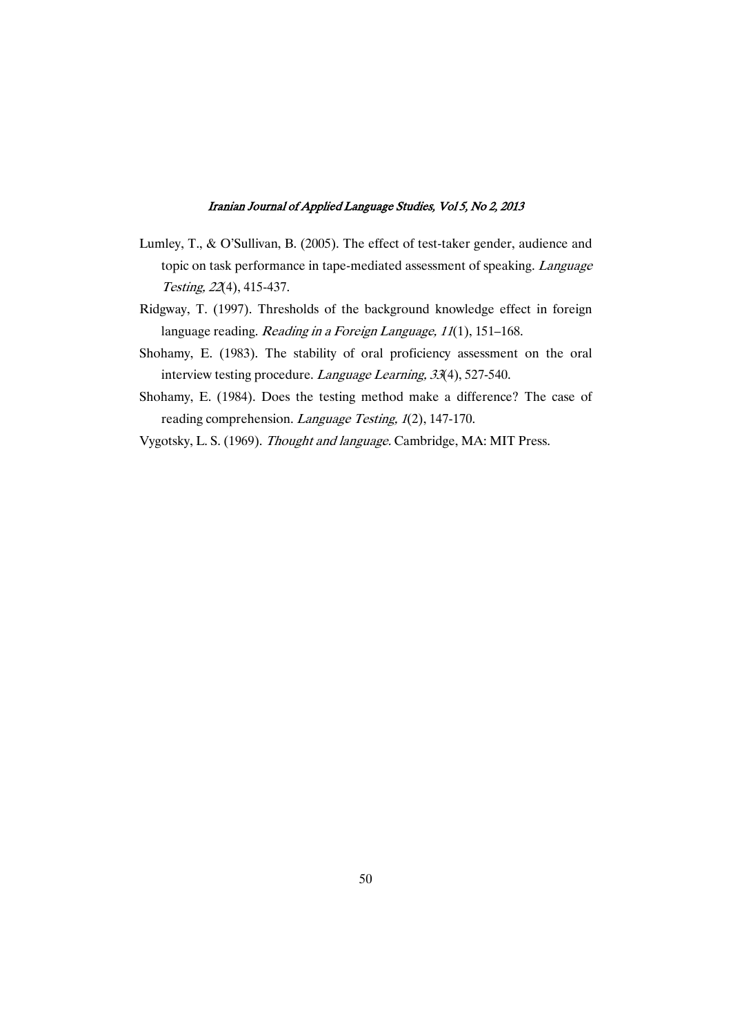Lumley, T., & O'Sullivan, B. (2005). The effect of test-taker gender, audience and topic on task performance in tape-mediated assessment of speaking. *Language Testing, 22*(4), 415-437.

Ridgway, T. (1997). Thresholds of the background knowledge effect in foreign language reading. *Reading in a Foreign Language, 11*(1), 151–168.

Shohamy, E. (1983). The stability of oral proficiency assessment on the oral interview testing procedure. *Language Learning, 33*(4), 527-540.

Shohamy, E. (1984). Does the testing method make a difference? The case of reading comprehension. *Language Testing, 1*(2), 147-170.

Vygotsky, L. S. (1969). *Thought and language.* Cambridge, MA: MIT Press.